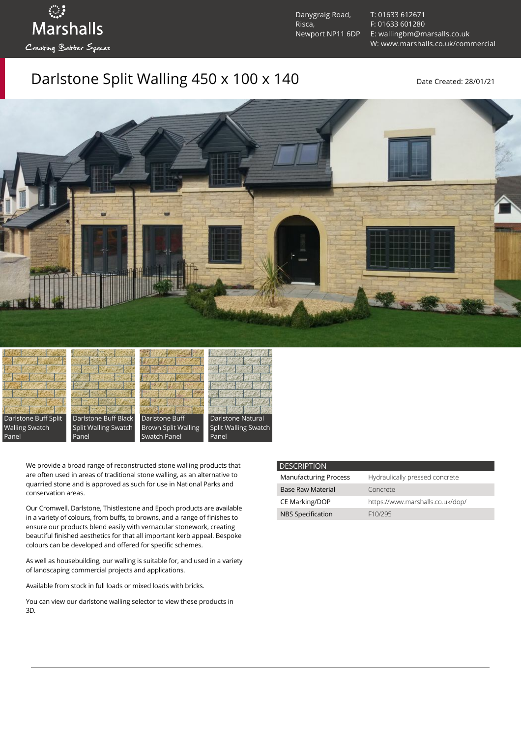Marshalls

Creating Better Spaces

Danygraig Road,
Risca,
Newport NP11 6DP

T: 01633 612671
F: 01633 601280
E: wallingbm@marsalls.co.uk
W: www.marshalls.co.uk/commercial

# Darlstone Split Walling 450 x 100 x 140

Date Created: 28/01/21

Darlstone Buff Split Walling Swatch Panel

Darlstone Buff Black Split Walling Swatch Panel

Darlstone Buff Brown Split Walling Swatch Panel

Darlstone Natural Split Walling Swatch Panel

We provide a broad range of reconstructed stone walling products that are often used in areas of traditional stone walling, as an alternative to quarried stone and is approved as such for use in National Parks and conservation areas.

Our Cromwell, Darlstone, Thistlestone and Epoch products are available in a variety of colours, from buffs, to browns, and a range of finishes to ensure our products blend easily with vernacular stonework, creating beautiful finished aesthetics for that all important kerb appeal. Bespoke colours can be developed and offered for specific schemes.

As well as housebuilding, our walling is suitable for, and used in a variety of landscaping commercial projects and applications.

Available from stock in full loads or mixed loads with bricks.

You can view our darlstone walling selector to view these products in 3D.

| DESCRIPTION | |
|---|---|
| Manufacturing Process | Hydraulically pressed concrete |
| Base Raw Material | Concrete |
| CE Marking/DOP | https://www.marshalls.co.uk/dop/ |
| NBS Specification | F10/295 |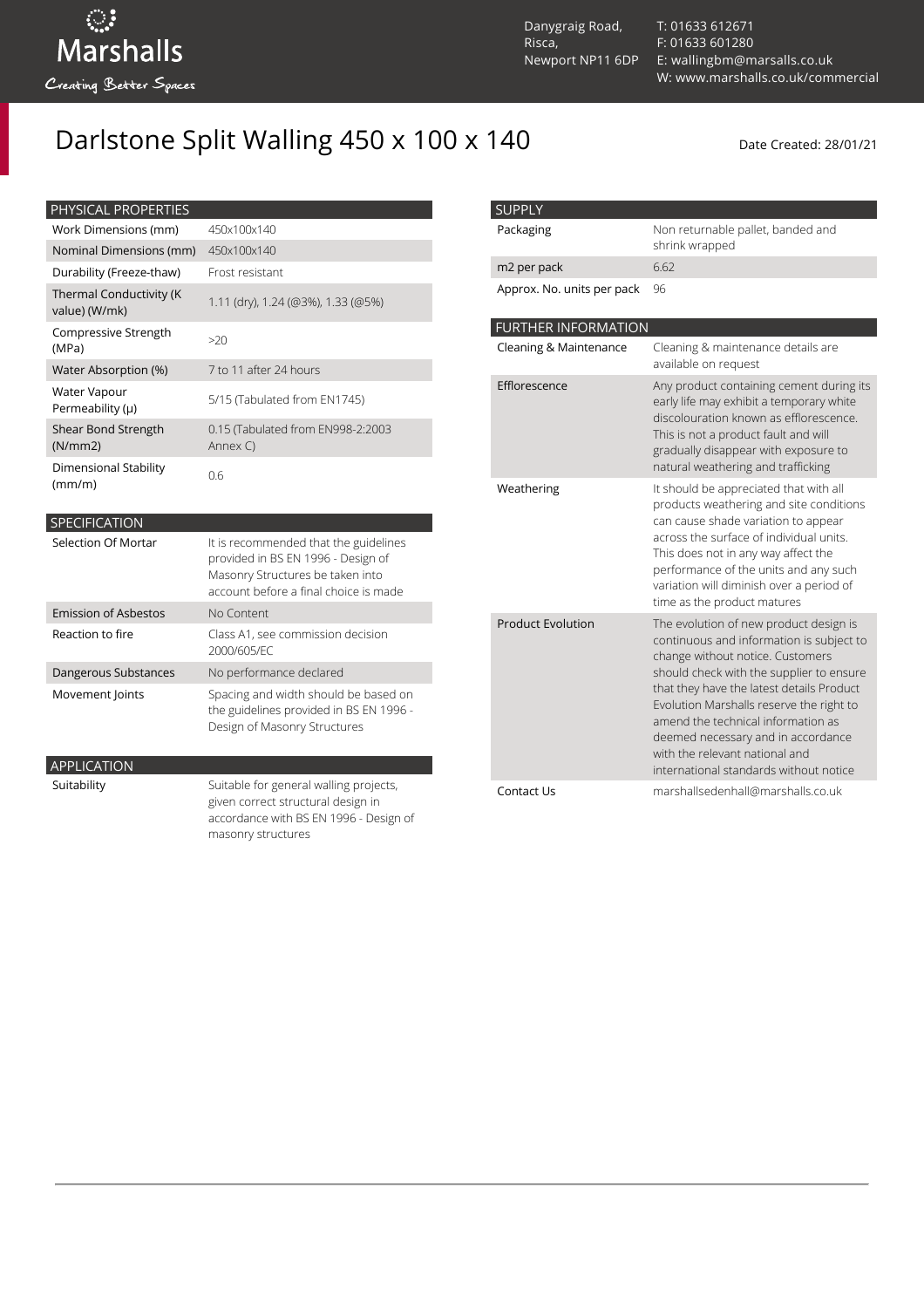Marshalls

Creating Better Spaces

Danygraig Road,
Risca,
Newport NP11 6DP

T: 01633 612671
F: 01633 601280
E: wallingbm@marsalls.co.uk
W: www.marshalls.co.uk/commercial

# Darlstone Split Walling 450 x 100 x 140

Date Created: 28/01/21

| PHYSICAL PROPERTIES | |
|---|---|
| Work Dimensions (mm) | 450x100x140 |
| Nominal Dimensions (mm) | 450x100x140 |
| Durability (Freeze-thaw) | Frost resistant |
| Thermal Conductivity (K value) (W/mk) | 1.11 (dry), 1.24 (@3%), 1.33 (@5%) |
| Compressive Strength (MPa) | >20 |
| Water Absorption (%) | 7 to 11 after 24 hours |
| Water Vapour Permeability (μ) | 5/15 (Tabulated from EN1745) |
| Shear Bond Strength (N/mm2) | 0.15 (Tabulated from EN998-2:2003 Annex C) |
| Dimensional Stability (mm/m) | 0.6 |

| SPECIFICATION | |
|---|---|
| Selection Of Mortar | It is recommended that the guidelines provided in BS EN 1996 - Design of Masonry Structures be taken into account before a final choice is made |
| Emission of Asbestos | No Content |
| Reaction to fire | Class A1, see commission decision 2000/605/EC |
| Dangerous Substances | No performance declared |
| Movement Joints | Spacing and width should be based on the guidelines provided in BS EN 1996 - Design of Masonry Structures |

| APPLICATION | |
|---|---|
| Suitability | Suitable for general walling projects, given correct structural design in accordance with BS EN 1996 - Design of masonry structures |

| SUPPLY | |
|---|---|
| Packaging | Non returnable pallet, banded and shrink wrapped |
| m2 per pack | 6.62 |
| Approx. No. units per pack | 96 |

| FURTHER INFORMATION | |
|---|---|
| Cleaning & Maintenance | Cleaning & maintenance details are available on request |
| Efflorescence | Any product containing cement during its early life may exhibit a temporary white discolouration known as efflorescence. This is not a product fault and will gradually disappear with exposure to natural weathering and trafficking |
| Weathering | It should be appreciated that with all products weathering and site conditions can cause shade variation to appear across the surface of individual units. This does not in any way affect the performance of the units and any such variation will diminish over a period of time as the product matures |
| Product Evolution | The evolution of new product design is continuous and information is subject to change without notice. Customers should check with the supplier to ensure that they have the latest details Product Evolution Marshalls reserve the right to amend the technical information as deemed necessary and in accordance with the relevant national and international standards without notice |
| Contact Us | marshallsedenhall@marshalls.co.uk |